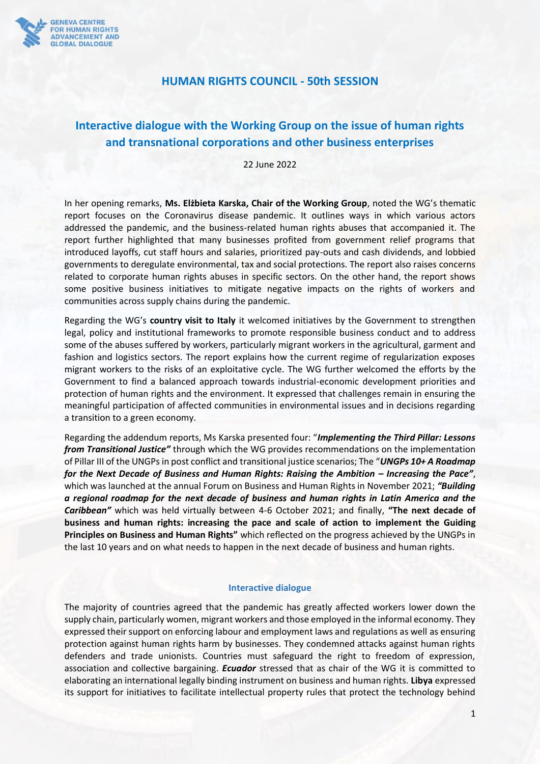GENEVA CENTRE FOR HUMAN RIGHTS ADVANCEMENT AND GLOBAL DIALOGUE

# HUMAN RIGHTS COUNCIL - 50th SESSION

## Interactive dialogue with the Working Group on the issue of human rights and transnational corporations and other business enterprises

22 June 2022

In her opening remarks, **Ms. Elżbieta Karska, Chair of the Working Group**, noted the WG's thematic report focuses on the Coronavirus disease pandemic. It outlines ways in which various actors addressed the pandemic, and the business-related human rights abuses that accompanied it. The report further highlighted that many businesses profited from government relief programs that introduced layoffs, cut staff hours and salaries, prioritized pay-outs and cash dividends, and lobbied governments to deregulate environmental, tax and social protections. The report also raises concerns related to corporate human rights abuses in specific sectors. On the other hand, the report shows some positive business initiatives to mitigate negative impacts on the rights of workers and communities across supply chains during the pandemic.

Regarding the WG's **country visit to Italy** it welcomed initiatives by the Government to strengthen legal, policy and institutional frameworks to promote responsible business conduct and to address some of the abuses suffered by workers, particularly migrant workers in the agricultural, garment and fashion and logistics sectors. The report explains how the current regime of regularization exposes migrant workers to the risks of an exploitative cycle. The WG further welcomed the efforts by the Government to find a balanced approach towards industrial-economic development priorities and protection of human rights and the environment. It expressed that challenges remain in ensuring the meaningful participation of affected communities in environmental issues and in decisions regarding a transition to a green economy.

Regarding the addendum reports, Ms Karska presented four: "***Implementing the Third Pillar: Lessons from Transitional Justice"*** through which the WG provides recommendations on the implementation of Pillar III of the UNGPs in post conflict and transitional justice scenarios; The "***UNGPs 10+ A Roadmap for the Next Decade of Business and Human Rights: Raising the Ambition – Increasing the Pace"***, which was launched at the annual Forum on Business and Human Rights in November 2021; ***"Building a regional roadmap for the next decade of business and human rights in Latin America and the Caribbean"*** which was held virtually between 4-6 October 2021; and finally, **"The next decade of business and human rights: increasing the pace and scale of action to implement the Guiding Principles on Business and Human Rights"** which reflected on the progress achieved by the UNGPs in the last 10 years and on what needs to happen in the next decade of business and human rights.

### Interactive dialogue

The majority of countries agreed that the pandemic has greatly affected workers lower down the supply chain, particularly women, migrant workers and those employed in the informal economy. They expressed their support on enforcing labour and employment laws and regulations as well as ensuring protection against human rights harm by businesses. They condemned attacks against human rights defenders and trade unionists. Countries must safeguard the right to freedom of expression, association and collective bargaining. ***Ecuador*** stressed that as chair of the WG it is committed to elaborating an international legally binding instrument on business and human rights. **Libya** expressed its support for initiatives to facilitate intellectual property rules that protect the technology behind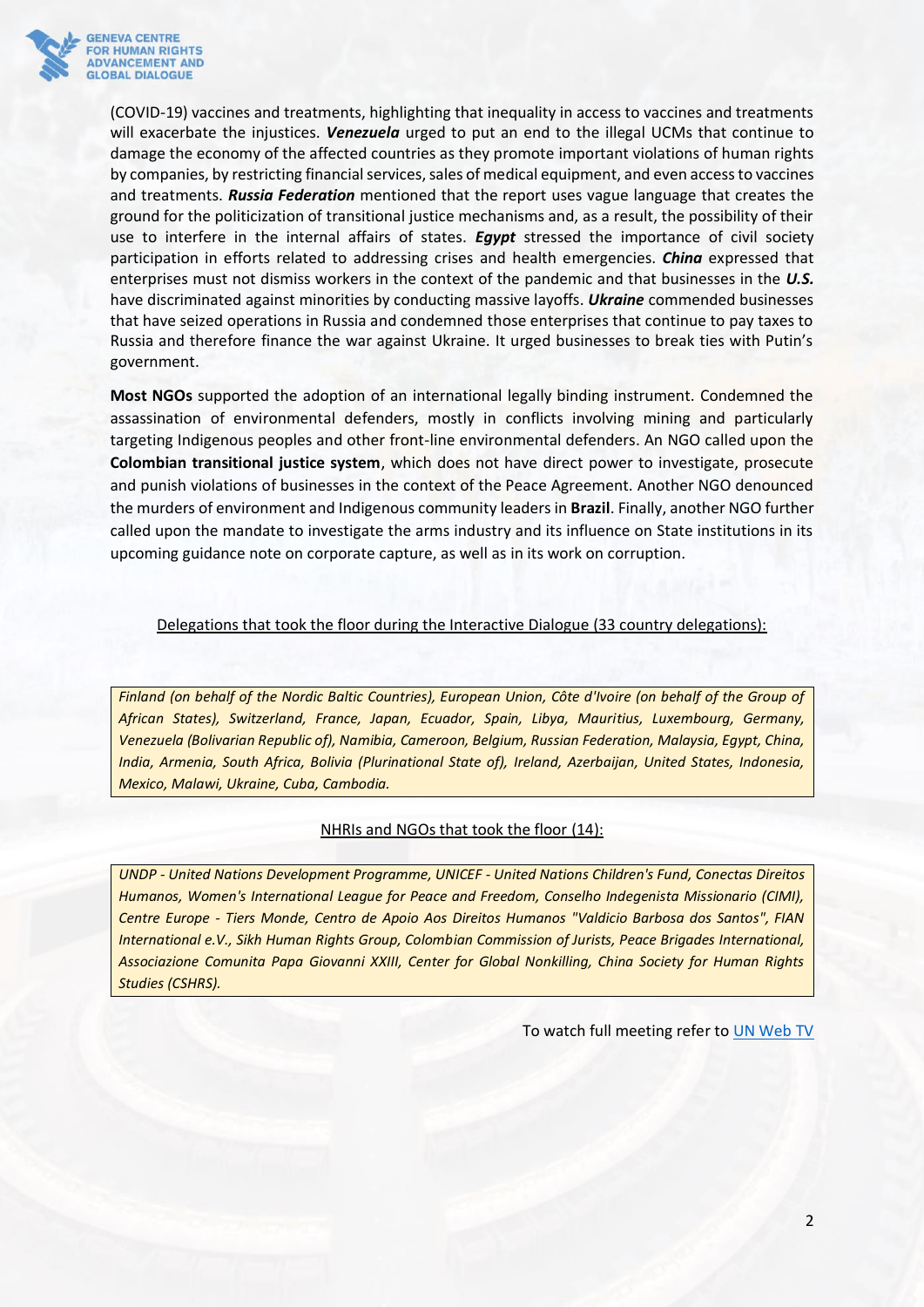(COVID-19) vaccines and treatments, highlighting that inequality in access to vaccines and treatments will exacerbate the injustices. ***Venezuela*** urged to put an end to the illegal UCMs that continue to damage the economy of the affected countries as they promote important violations of human rights by companies, by restricting financial services, sales of medical equipment, and even access to vaccines and treatments. ***Russia Federation*** mentioned that the report uses vague language that creates the ground for the politicization of transitional justice mechanisms and, as a result, the possibility of their use to interfere in the internal affairs of states. ***Egypt*** stressed the importance of civil society participation in efforts related to addressing crises and health emergencies. ***China*** expressed that enterprises must not dismiss workers in the context of the pandemic and that businesses in the ***U.S.*** have discriminated against minorities by conducting massive layoffs. ***Ukraine*** commended businesses that have seized operations in Russia and condemned those enterprises that continue to pay taxes to Russia and therefore finance the war against Ukraine. It urged businesses to break ties with Putin's government.

**Most NGOs** supported the adoption of an international legally binding instrument. Condemned the assassination of environmental defenders, mostly in conflicts involving mining and particularly targeting Indigenous peoples and other front-line environmental defenders. An NGO called upon the **Colombian transitional justice system**, which does not have direct power to investigate, prosecute and punish violations of businesses in the context of the Peace Agreement. Another NGO denounced the murders of environment and Indigenous community leaders in **Brazil**. Finally, another NGO further called upon the mandate to investigate the arms industry and its influence on State institutions in its upcoming guidance note on corporate capture, as well as in its work on corruption.

Delegations that took the floor during the Interactive Dialogue (33 country delegations):

*Finland (on behalf of the Nordic Baltic Countries), European Union, Côte d'Ivoire (on behalf of the Group of African States), Switzerland, France, Japan, Ecuador, Spain, Libya, Mauritius, Luxembourg, Germany, Venezuela (Bolivarian Republic of), Namibia, Cameroon, Belgium, Russian Federation, Malaysia, Egypt, China, India, Armenia, South Africa, Bolivia (Plurinational State of), Ireland, Azerbaijan, United States, Indonesia, Mexico, Malawi, Ukraine, Cuba, Cambodia.*

NHRIs and NGOs that took the floor (14):

*UNDP - United Nations Development Programme, UNICEF - United Nations Children's Fund, Conectas Direitos Humanos, Women's International League for Peace and Freedom, Conselho Indegenista Missionario (CIMI), Centre Europe - Tiers Monde, Centro de Apoio Aos Direitos Humanos "Valdicio Barbosa dos Santos", FIAN International e.V., Sikh Human Rights Group, Colombian Commission of Jurists, Peace Brigades International, Associazione Comunita Papa Giovanni XXIII, Center for Global Nonkilling, China Society for Human Rights Studies (CSHRS).*

To watch full meeting refer to UN Web TV